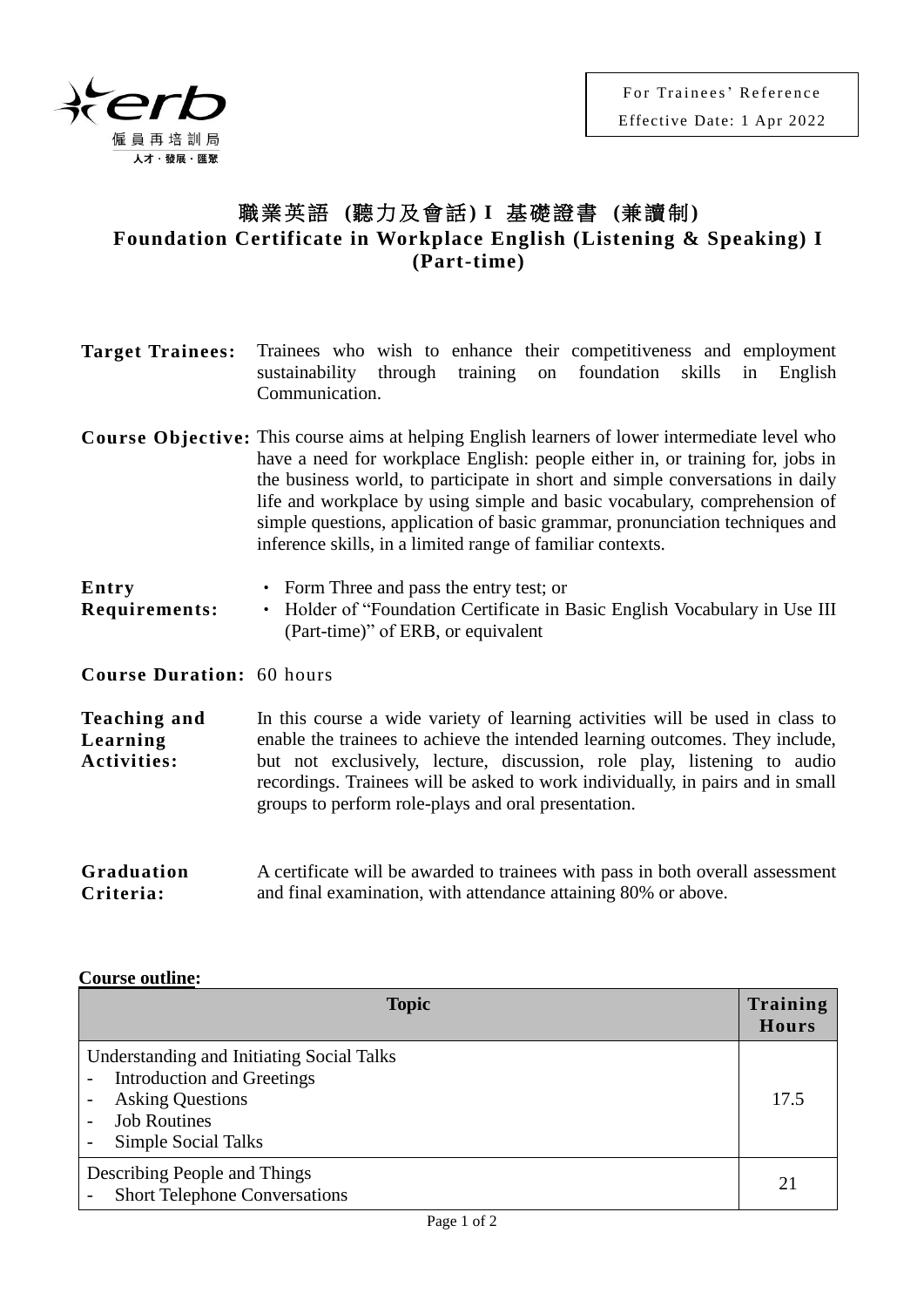For Trainees' Reference
Effective Date: 1 Apr 2022

# 職業英語 (聽力及會話) I 基礎證書 (兼讀制)
# Foundation Certificate in Workplace English (Listening & Speaking) I (Part-time)

**Target Trainees:** Trainees who wish to enhance their competitiveness and employment sustainability through training on foundation skills in English Communication.

**Course Objective:** This course aims at helping English learners of lower intermediate level who have a need for workplace English: people either in, or training for, jobs in the business world, to participate in short and simple conversations in daily life and workplace by using simple and basic vocabulary, comprehension of simple questions, application of basic grammar, pronunciation techniques and inference skills, in a limited range of familiar contexts.

**Entry Requirements:**
- Form Three and pass the entry test; or
- Holder of "Foundation Certificate in Basic English Vocabulary in Use III (Part-time)" of ERB, or equivalent

**Course Duration:** 60 hours

**Teaching and Learning Activities:** In this course a wide variety of learning activities will be used in class to enable the trainees to achieve the intended learning outcomes. They include, but not exclusively, lecture, discussion, role play, listening to audio recordings. Trainees will be asked to work individually, in pairs and in small groups to perform role-plays and oral presentation.

**Graduation Criteria:** A certificate will be awarded to trainees with pass in both overall assessment and final examination, with attendance attaining 80% or above.

**Course outline:**

| Topic | Training Hours |
|---|---|
| Understanding and Initiating Social Talks<br>- Introduction and Greetings<br>- Asking Questions<br>- Job Routines<br>- Simple Social Talks | 17.5 |
| Describing People and Things<br>- Short Telephone Conversations | 21 |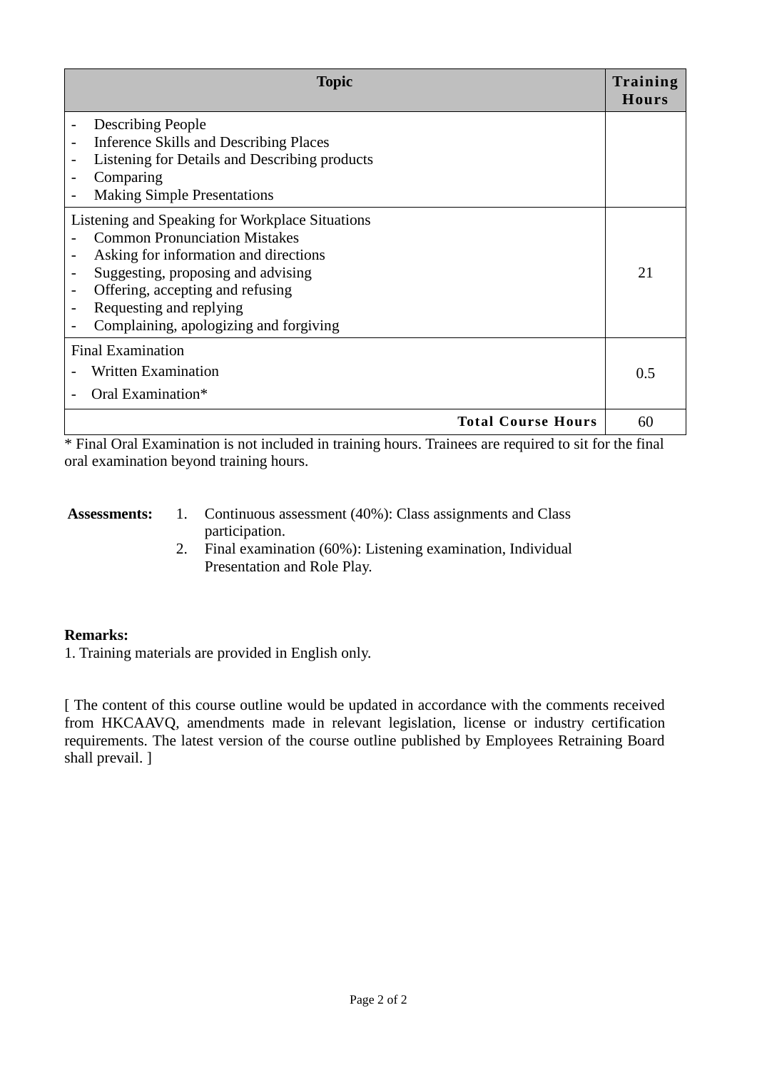| Topic | Training Hours |
|---|---|
| - Describing People<br>- Inference Skills and Describing Places<br>- Listening for Details and Describing products<br>- Comparing<br>- Making Simple Presentations | |
| Listening and Speaking for Workplace Situations<br>- Common Pronunciation Mistakes<br>- Asking for information and directions<br>- Suggesting, proposing and advising<br>- Offering, accepting and refusing<br>- Requesting and replying<br>- Complaining, apologizing and forgiving | 21 |
| Final Examination<br>- Written Examination<br>- Oral Examination* | 0.5 |
| **Total Course Hours** | 60 |

* Final Oral Examination is not included in training hours. Trainees are required to sit for the final oral examination beyond training hours.

**Assessments:**
1. Continuous assessment (40%): Class assignments and Class participation.
2. Final examination (60%): Listening examination, Individual Presentation and Role Play.

**Remarks:**
1. Training materials are provided in English only.

[ The content of this course outline would be updated in accordance with the comments received from HKCAAVQ, amendments made in relevant legislation, license or industry certification requirements. The latest version of the course outline published by Employees Retraining Board shall prevail. ]